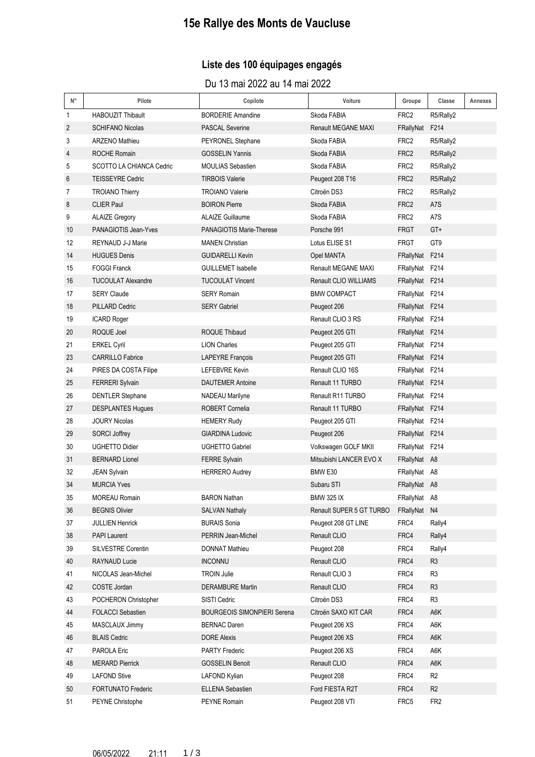# 15e Rallye des Monts de Vaucluse

## Liste des 100 équipages engagés

Du 13 mai 2022 au 14 mai 2022

| N° | Pilote | Copilote | Voiture | Groupe | Classe | Annexes |
|---|---|---|---|---|---|---|
| 1 | HABOUZIT Thibault | BORDERIE Amandine | Skoda FABIA | FRC2 | R5/Rally2 | |
| 2 | SCHIFANO Nicolas | PASCAL Severine | Renault MEGANE MAXI | FRallyNat | F214 | |
| 3 | ARZENO Mathieu | PEYRONEL Stephane | Skoda FABIA | FRC2 | R5/Rally2 | |
| 4 | ROCHE Romain | GOSSELIN Yannis | Skoda FABIA | FRC2 | R5/Rally2 | |
| 5 | SCOTTO LA CHIANCA Cedric | MOULIAS Sebastien | Skoda FABIA | FRC2 | R5/Rally2 | |
| 6 | TEISSEYRE Cedric | TIRBOIS Valerie | Peugeot 208 T16 | FRC2 | R5/Rally2 | |
| 7 | TROIANO Thierry | TROIANO Valerie | Citroën DS3 | FRC2 | R5/Rally2 | |
| 8 | CLIER Paul | BOIRON Pierre | Skoda FABIA | FRC2 | A7S | |
| 9 | ALAIZE Gregory | ALAIZE Guillaume | Skoda FABIA | FRC2 | A7S | |
| 10 | PANAGIOTIS Jean-Yves | PANAGIOTIS Marie-Therese | Porsche 991 | FRGT | GT+ | |
| 12 | REYNAUD J-J Marie | MANEN Christian | Lotus ELISE S1 | FRGT | GT9 | |
| 14 | HUGUES Denis | GUIDARELLI Kevin | Opel MANTA | FRallyNat | F214 | |
| 15 | FOGGI Franck | GUILLEMET Isabelle | Renault MEGANE MAXI | FRallyNat | F214 | |
| 16 | TUCOULAT Alexandre | TUCOULAT Vincent | Renault CLIO WILLIAMS | FRallyNat | F214 | |
| 17 | SERY Claude | SERY Romain | BMW COMPACT | FRallyNat | F214 | |
| 18 | PILLARD Cedric | SERY Gabriel | Peugeot 206 | FRallyNat | F214 | |
| 19 | ICARD Roger | | Renault CLIO 3 RS | FRallyNat | F214 | |
| 20 | ROQUE Joel | ROQUE Thibaud | Peugeot 205 GTI | FRallyNat | F214 | |
| 21 | ERKEL Cyril | LION Charles | Peugeot 205 GTI | FRallyNat | F214 | |
| 23 | CARRILLO Fabrice | LAPEYRE François | Peugeot 205 GTI | FRallyNat | F214 | |
| 24 | PIRES DA COSTA Filipe | LEFEBVRE Kevin | Renault CLIO 16S | FRallyNat | F214 | |
| 25 | FERRERI Sylvain | DAUTEMER Antoine | Renault 11 TURBO | FRallyNat | F214 | |
| 26 | DENTLER Stephane | NADEAU Marilyne | Renault R11 TURBO | FRallyNat | F214 | |
| 27 | DESPLANTES Hugues | ROBERT Cornelia | Renault 11 TURBO | FRallyNat | F214 | |
| 28 | JOURY Nicolas | HEMERY Rudy | Peugeot 205 GTI | FRallyNat | F214 | |
| 29 | SORCI Joffrey | GIARDINA Ludovic | Peugeot 206 | FRallyNat | F214 | |
| 30 | UGHETTO Didier | UGHETTO Gabriel | Volkswagen GOLF MKII | FRallyNat | F214 | |
| 31 | BERNARD Lionel | FERRE Sylvain | Mitsubishi LANCER EVO X | FRallyNat | A8 | |
| 32 | JEAN Sylvain | HERRERO Audrey | BMW E30 | FRallyNat | A8 | |
| 34 | MURCIA Yves | | Subaru STI | FRallyNat | A8 | |
| 35 | MOREAU Romain | BARON Nathan | BMW 325 IX | FRallyNat | A8 | |
| 36 | BEGNIS Olivier | SALVAN Nathaly | Renault SUPER 5 GT TURBO | FRallyNat | N4 | |
| 37 | JULLIEN Henrick | BURAIS Sonia | Peugeot 208 GT LINE | FRC4 | Rally4 | |
| 38 | PAPI Laurent | PERRIN Jean-Michel | Renault CLIO | FRC4 | Rally4 | |
| 39 | SILVESTRE Corentin | DONNAT Mathieu | Peugeot 208 | FRC4 | Rally4 | |
| 40 | RAYNAUD Lucie | INCONNU | Renault CLIO | FRC4 | R3 | |
| 41 | NICOLAS Jean-Michel | TROIN Julie | Renault CLIO 3 | FRC4 | R3 | |
| 42 | COSTE Jordan | DERAMBURE Martin | Renault CLIO | FRC4 | R3 | |
| 43 | POCHERON Christopher | SISTI Cedric | Citroën DS3 | FRC4 | R3 | |
| 44 | FOLACCI Sebastien | BOURGEOIS SIMONPIERI Serena | Citroën SAXO KIT CAR | FRC4 | A6K | |
| 45 | MASCLAUX Jimmy | BERNAC Daren | Peugeot 206 XS | FRC4 | A6K | |
| 46 | BLAIS Cedric | DORE Alexis | Peugeot 206 XS | FRC4 | A6K | |
| 47 | PAROLA Eric | PARTY Frederic | Peugeot 206 XS | FRC4 | A6K | |
| 48 | MERARD Pierrick | GOSSELIN Benoit | Renault CLIO | FRC4 | A6K | |
| 49 | LAFOND Stive | LAFOND Kylian | Peugeot 208 | FRC4 | R2 | |
| 50 | FORTUNATO Frederic | ELLENA Sebastien | Ford FIESTA R2T | FRC4 | R2 | |
| 51 | PEYNE Christophe | PEYNE Romain | Peugeot 208 VTI | FRC5 | FR2 | |

06/05/2022 21:11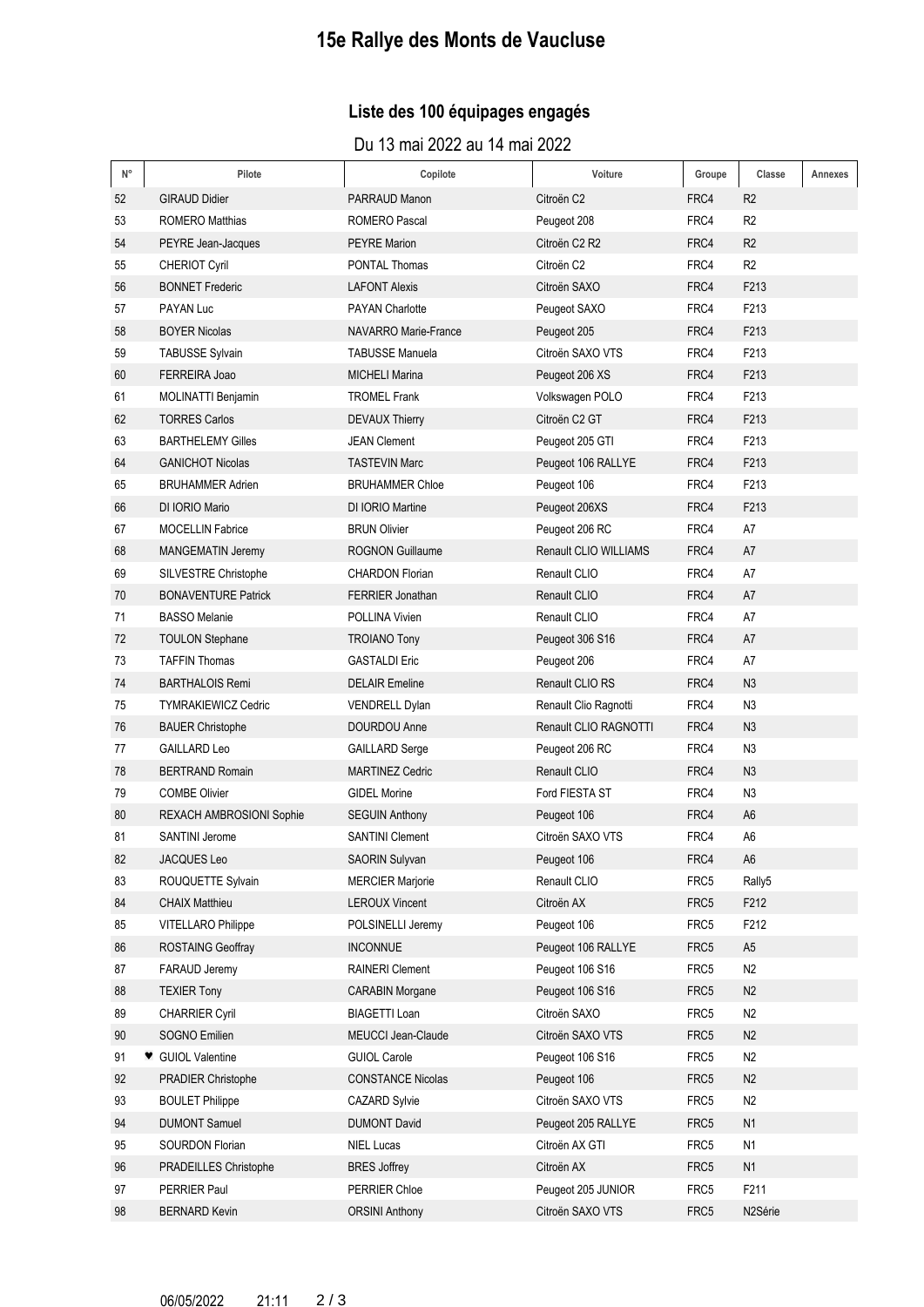# 15e Rallye des Monts de Vaucluse

## Liste des 100 équipages engagés

Du 13 mai 2022 au 14 mai 2022

| N° | Pilote | Copilote | Voiture | Groupe | Classe | Annexes |
|---|---|---|---|---|---|---|
| 52 | GIRAUD Didier | PARRAUD Manon | Citroën C2 | FRC4 | R2 | |
| 53 | ROMERO Matthias | ROMERO Pascal | Peugeot 208 | FRC4 | R2 | |
| 54 | PEYRE Jean-Jacques | PEYRE Marion | Citroën C2 R2 | FRC4 | R2 | |
| 55 | CHERIOT Cyril | PONTAL Thomas | Citroën C2 | FRC4 | R2 | |
| 56 | BONNET Frederic | LAFONT Alexis | Citroën SAXO | FRC4 | F213 | |
| 57 | PAYAN Luc | PAYAN Charlotte | Peugeot SAXO | FRC4 | F213 | |
| 58 | BOYER Nicolas | NAVARRO Marie-France | Peugeot 205 | FRC4 | F213 | |
| 59 | TABUSSE Sylvain | TABUSSE Manuela | Citroën SAXO VTS | FRC4 | F213 | |
| 60 | FERREIRA Joao | MICHELI Marina | Peugeot 206 XS | FRC4 | F213 | |
| 61 | MOLINATTI Benjamin | TROMEL Frank | Volkswagen POLO | FRC4 | F213 | |
| 62 | TORRES Carlos | DEVAUX Thierry | Citroën C2 GT | FRC4 | F213 | |
| 63 | BARTHELEMY Gilles | JEAN Clement | Peugeot 205 GTI | FRC4 | F213 | |
| 64 | GANICHOT Nicolas | TASTEVIN Marc | Peugeot 106 RALLYE | FRC4 | F213 | |
| 65 | BRUHAMMER Adrien | BRUHAMMER Chloe | Peugeot 106 | FRC4 | F213 | |
| 66 | DI IORIO Mario | DI IORIO Martine | Peugeot 206XS | FRC4 | F213 | |
| 67 | MOCELLIN Fabrice | BRUN Olivier | Peugeot 206 RC | FRC4 | A7 | |
| 68 | MANGEMATIN Jeremy | ROGNON Guillaume | Renault CLIO WILLIAMS | FRC4 | A7 | |
| 69 | SILVESTRE Christophe | CHARDON Florian | Renault CLIO | FRC4 | A7 | |
| 70 | BONAVENTURE Patrick | FERRIER Jonathan | Renault CLIO | FRC4 | A7 | |
| 71 | BASSO Melanie | POLLINA Vivien | Renault CLIO | FRC4 | A7 | |
| 72 | TOULON Stephane | TROIANO Tony | Peugeot 306 S16 | FRC4 | A7 | |
| 73 | TAFFIN Thomas | GASTALDI Eric | Peugeot 206 | FRC4 | A7 | |
| 74 | BARTHALOIS Remi | DELAIR Emeline | Renault CLIO RS | FRC4 | N3 | |
| 75 | TYMRAKIEWICZ Cedric | VENDRELL Dylan | Renault Clio Ragnotti | FRC4 | N3 | |
| 76 | BAUER Christophe | DOURDOU Anne | Renault CLIO RAGNOTTI | FRC4 | N3 | |
| 77 | GAILLARD Leo | GAILLARD Serge | Peugeot 206 RC | FRC4 | N3 | |
| 78 | BERTRAND Romain | MARTINEZ Cedric | Renault CLIO | FRC4 | N3 | |
| 79 | COMBE Olivier | GIDEL Morine | Ford FIESTA ST | FRC4 | N3 | |
| 80 | REXACH AMBROSIONI Sophie | SEGUIN Anthony | Peugeot 106 | FRC4 | A6 | |
| 81 | SANTINI Jerome | SANTINI Clement | Citroën SAXO VTS | FRC4 | A6 | |
| 82 | JACQUES Leo | SAORIN Sulyvan | Peugeot 106 | FRC4 | A6 | |
| 83 | ROUQUETTE Sylvain | MERCIER Marjorie | Renault CLIO | FRC5 | Rally5 | |
| 84 | CHAIX Matthieu | LEROUX Vincent | Citroën AX | FRC5 | F212 | |
| 85 | VITELLARO Philippe | POLSINELLI Jeremy | Peugeot 106 | FRC5 | F212 | |
| 86 | ROSTAING Geoffray | INCONNUE | Peugeot 106 RALLYE | FRC5 | A5 | |
| 87 | FARAUD Jeremy | RAINERI Clement | Peugeot 106 S16 | FRC5 | N2 | |
| 88 | TEXIER Tony | CARABIN Morgane | Peugeot 106 S16 | FRC5 | N2 | |
| 89 | CHARRIER Cyril | BIAGETTI Loan | Citroën SAXO | FRC5 | N2 | |
| 90 | SOGNO Emilien | MEUCCI Jean-Claude | Citroën SAXO VTS | FRC5 | N2 | |
| 91 | ♥ GUIOL Valentine | GUIOL Carole | Peugeot 106 S16 | FRC5 | N2 | |
| 92 | PRADIER Christophe | CONSTANCE Nicolas | Peugeot 106 | FRC5 | N2 | |
| 93 | BOULET Philippe | CAZARD Sylvie | Citroën SAXO VTS | FRC5 | N2 | |
| 94 | DUMONT Samuel | DUMONT David | Peugeot 205 RALLYE | FRC5 | N1 | |
| 95 | SOURDON Florian | NIEL Lucas | Citroën AX GTI | FRC5 | N1 | |
| 96 | PRADEILLES Christophe | BRES Joffrey | Citroën AX | FRC5 | N1 | |
| 97 | PERRIER Paul | PERRIER Chloe | Peugeot 205 JUNIOR | FRC5 | F211 | |
| 98 | BERNARD Kevin | ORSINI Anthony | Citroën SAXO VTS | FRC5 | N2Série | |

06/05/2022 21:11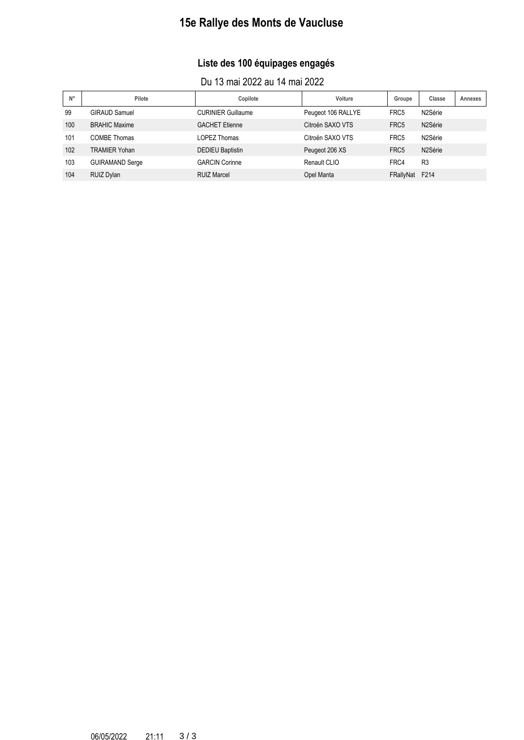# 15e Rallye des Monts de Vaucluse

## Liste des 100 équipages engagés

Du 13 mai 2022 au 14 mai 2022

| N° | Pilote | Copilote | Voiture | Groupe | Classe | Annexes |
|---|---|---|---|---|---|---|
| 99 | GIRAUD Samuel | CURINIER Guillaume | Peugeot 106 RALLYE | FRC5 | N2Série | |
| 100 | BRAHIC Maxime | GACHET Etienne | Citroën SAXO VTS | FRC5 | N2Série | |
| 101 | COMBE Thomas | LOPEZ Thomas | Citroën SAXO VTS | FRC5 | N2Série | |
| 102 | TRAMIER Yohan | DEDIEU Baptistin | Peugeot 206 XS | FRC5 | N2Série | |
| 103 | GUIRAMAND Serge | GARCIN Corinne | Renault CLIO | FRC4 | R3 | |
| 104 | RUIZ Dylan | RUIZ Marcel | Opel Manta | FRallyNat | F214 | |

06/05/2022 21:11